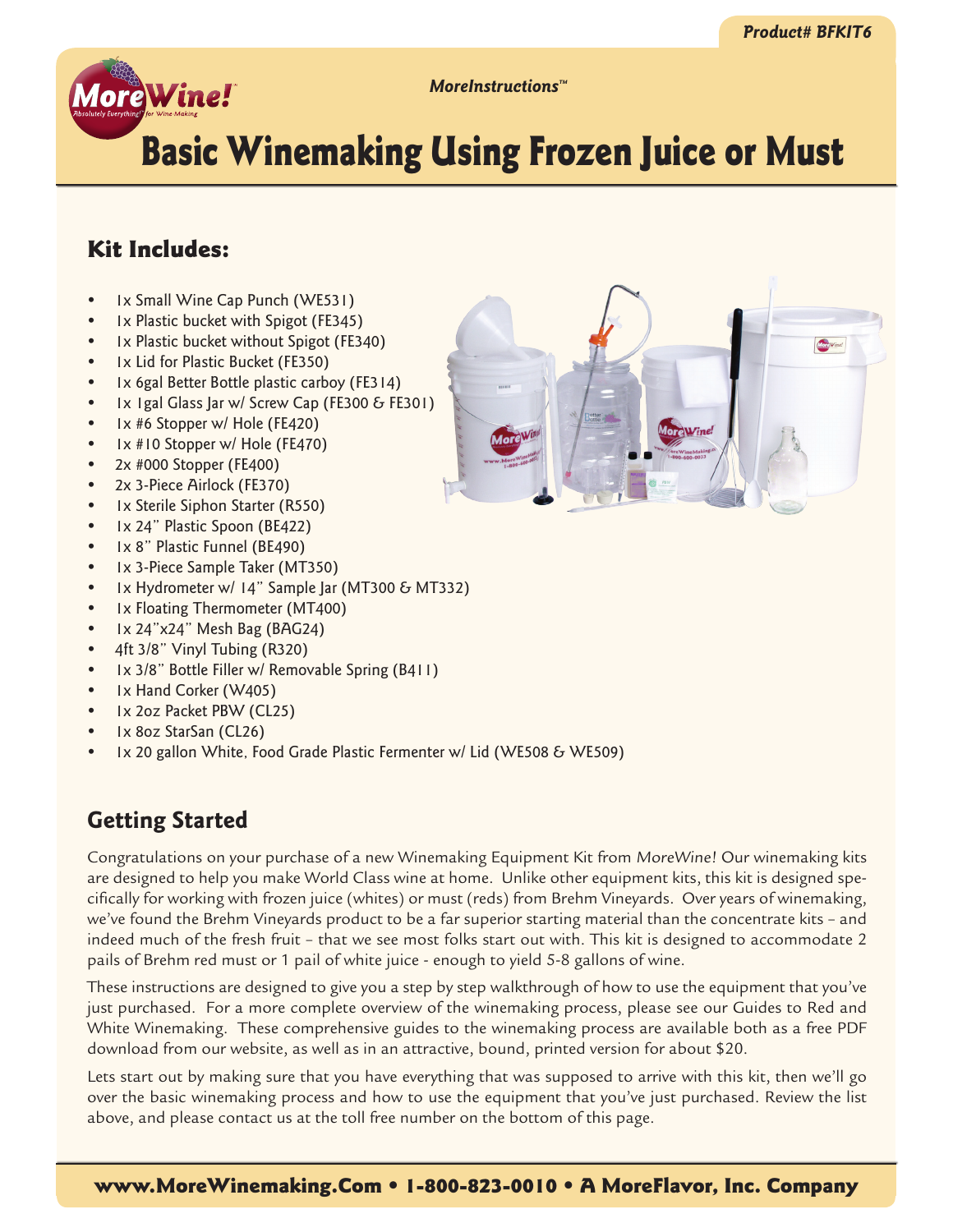Product# BFKIT6

*MoreInstructions™*

# Basic Winemaking Using Frozen Juice or Must

## Kit Includes:

- 1x Small Wine Cap Punch (WE531)
- 1x Plastic bucket with Spigot (FE345)
- 1x Plastic bucket without Spigot (FE340)
- 1x Lid for Plastic Bucket (FE350)
- 1x 6gal Better Bottle plastic carboy (FE314)
- 1x 1gal Glass Jar w/ Screw Cap (FE300 & FE301)
- 1x #6 Stopper w/ Hole (FE420)
- 1x #10 Stopper w/ Hole (FE470)
- 2x #000 Stopper (FE400)
- 2x 3-Piece Airlock (FE370)
- 1x Sterile Siphon Starter (R550)
- 1x 24" Plastic Spoon (BE422)
- 1x 8" Plastic Funnel (BE490)
- 1x 3-Piece Sample Taker (MT350)
- 1x Hydrometer w/ 14" Sample Jar (MT300 & MT332)
- 1x Floating Thermometer (MT400)
- 1x 24"x24" Mesh Bag (BAG24)
- 4ft 3/8" Vinyl Tubing (R320)
- 1x 3/8" Bottle Filler w/ Removable Spring (B411)
- 1x Hand Corker (W405)
- 1x 2oz Packet PBW (CL25)
- 1x 8oz StarSan (CL26)
- 1x 20 gallon White, Food Grade Plastic Fermenter w/ Lid (WE508 & WE509)

## Getting Started

Congratulations on your purchase of a new Winemaking Equipment Kit from *MoreWine!* Our winemaking kits are designed to help you make World Class wine at home. Unlike other equipment kits, this kit is designed specifically for working with frozen juice (whites) or must (reds) from Brehm Vineyards. Over years of winemaking, we've found the Brehm Vineyards product to be a far superior starting material than the concentrate kits – and indeed much of the fresh fruit – that we see most folks start out with. This kit is designed to accommodate 2 pails of Brehm red must or 1 pail of white juice - enough to yield 5-8 gallons of wine.

These instructions are designed to give you a step by step walkthrough of how to use the equipment that you've just purchased. For a more complete overview of the winemaking process, please see our Guides to Red and White Winemaking. These comprehensive guides to the winemaking process are available both as a free PDF download from our website, as well as in an attractive, bound, printed version for about $20.

Lets start out by making sure that you have everything that was supposed to arrive with this kit, then we'll go over the basic winemaking process and how to use the equipment that you've just purchased. Review the list above, and please contact us at the toll free number on the bottom of this page.

**www.MoreWinemaking.Com • 1-800-823-0010 • A MoreFlavor, Inc. Company**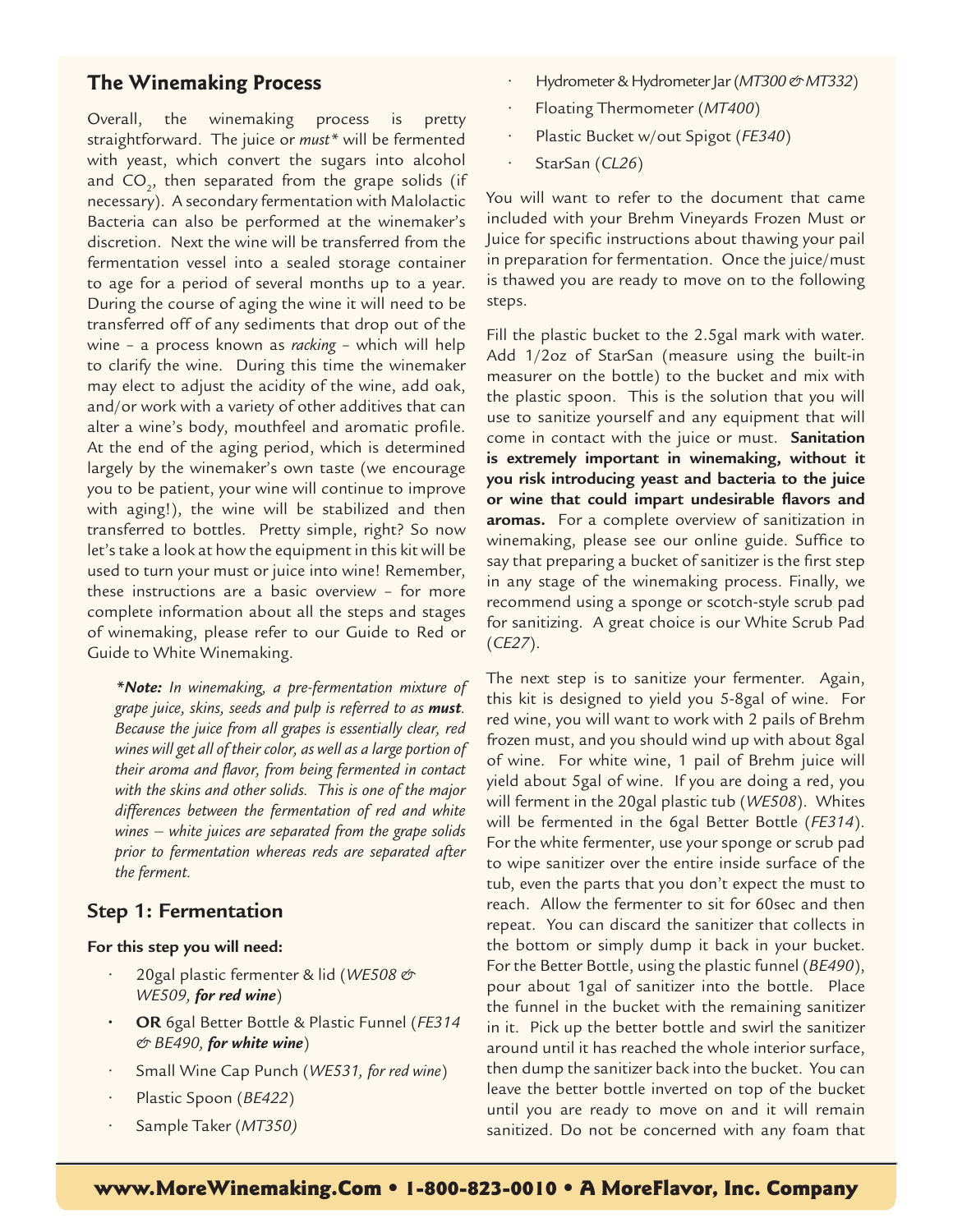## The Winemaking Process

Overall, the winemaking process is pretty straightforward. The juice or *must\** will be fermented with yeast, which convert the sugars into alcohol and $CO_2$, then separated from the grape solids (if necessary). A secondary fermentation with Malolactic Bacteria can also be performed at the winemaker's discretion. Next the wine will be transferred from the fermentation vessel into a sealed storage container to age for a period of several months up to a year. During the course of aging the wine it will need to be transferred off of any sediments that drop out of the wine – a process known as *racking* – which will help to clarify the wine. During this time the winemaker may elect to adjust the acidity of the wine, add oak, and/or work with a variety of other additives that can alter a wine's body, mouthfeel and aromatic profile. At the end of the aging period, which is determined largely by the winemaker's own taste (we encourage you to be patient, your wine will continue to improve with aging!), the wine will be stabilized and then transferred to bottles. Pretty simple, right? So now let's take a look at how the equipment in this kit will be used to turn your must or juice into wine! Remember, these instructions are a basic overview – for more complete information about all the steps and stages of winemaking, please refer to our Guide to Red or Guide to White Winemaking.

> ***\*Note:** In winemaking, a pre-fermentation mixture of grape juice, skins, seeds and pulp is referred to as **must**. Because the juice from all grapes is essentially clear, red wines will get all of their color, as well as a large portion of their aroma and flavor, from being fermented in contact with the skins and other solids. This is one of the major differences between the fermentation of red and white wines – white juices are separated from the grape solids prior to fermentation whereas reds are separated after the ferment.*

## Step 1: Fermentation

**For this step you will need:**

- 20gal plastic fermenter & lid (*WE508 & WE509, **for red wine***)
- **OR** 6gal Better Bottle & Plastic Funnel (*FE314 & BE490, **for white wine***)
- Small Wine Cap Punch (*WE531, for red wine*)
- Plastic Spoon (*BE422*)
- Sample Taker (*MT350)*
- Hydrometer & Hydrometer Jar (*MT300 & MT332*)
- Floating Thermometer (*MT400*)
- Plastic Bucket w/out Spigot (*FE340*)
- StarSan (*CL26*)

You will want to refer to the document that came included with your Brehm Vineyards Frozen Must or Juice for specific instructions about thawing your pail in preparation for fermentation. Once the juice/must is thawed you are ready to move on to the following steps.

Fill the plastic bucket to the 2.5gal mark with water. Add 1/2oz of StarSan (measure using the built-in measurer on the bottle) to the bucket and mix with the plastic spoon. This is the solution that you will use to sanitize yourself and any equipment that will come in contact with the juice or must. **Sanitation is extremely important in winemaking, without it you risk introducing yeast and bacteria to the juice or wine that could impart undesirable flavors and aromas.** For a complete overview of sanitization in winemaking, please see our online guide. Suffice to say that preparing a bucket of sanitizer is the first step in any stage of the winemaking process. Finally, we recommend using a sponge or scotch-style scrub pad for sanitizing. A great choice is our White Scrub Pad (*CE27*).

The next step is to sanitize your fermenter. Again, this kit is designed to yield you 5-8gal of wine. For red wine, you will want to work with 2 pails of Brehm frozen must, and you should wind up with about 8gal of wine. For white wine, 1 pail of Brehm juice will yield about 5gal of wine. If you are doing a red, you will ferment in the 20gal plastic tub (*WE508*). Whites will be fermented in the 6gal Better Bottle (*FE314*). For the white fermenter, use your sponge or scrub pad to wipe sanitizer over the entire inside surface of the tub, even the parts that you don't expect the must to reach. Allow the fermenter to sit for 60sec and then repeat. You can discard the sanitizer that collects in the bottom or simply dump it back in your bucket. For the Better Bottle, using the plastic funnel (*BE490*), pour about 1gal of sanitizer into the bottle. Place the funnel in the bucket with the remaining sanitizer in it. Pick up the better bottle and swirl the sanitizer around until it has reached the whole interior surface, then dump the sanitizer back into the bucket. You can leave the better bottle inverted on top of the bucket until you are ready to move on and it will remain sanitized. Do not be concerned with any foam that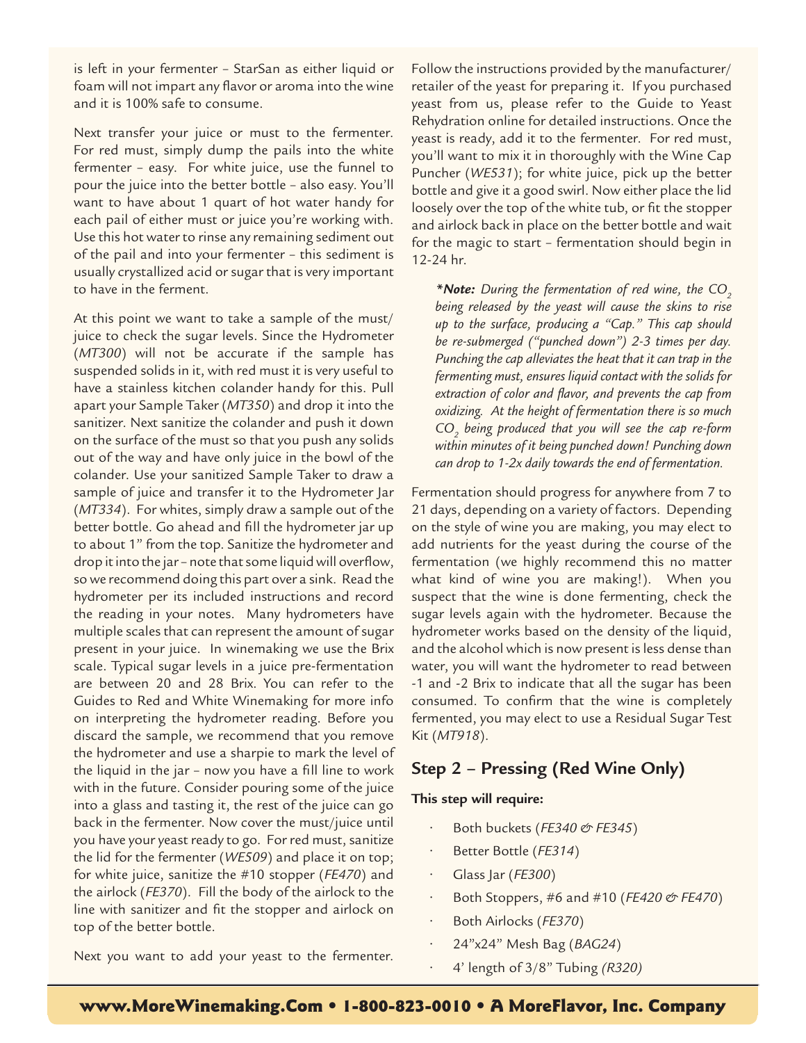is left in your fermenter – StarSan as either liquid or foam will not impart any flavor or aroma into the wine and it is 100% safe to consume.

Next transfer your juice or must to the fermenter. For red must, simply dump the pails into the white fermenter – easy. For white juice, use the funnel to pour the juice into the better bottle – also easy. You'll want to have about 1 quart of hot water handy for each pail of either must or juice you're working with. Use this hot water to rinse any remaining sediment out of the pail and into your fermenter – this sediment is usually crystallized acid or sugar that is very important to have in the ferment.

At this point we want to take a sample of the must/juice to check the sugar levels. Since the Hydrometer (*MT300*) will not be accurate if the sample has suspended solids in it, with red must it is very useful to have a stainless kitchen colander handy for this. Pull apart your Sample Taker (*MT350*) and drop it into the sanitizer. Next sanitize the colander and push it down on the surface of the must so that you push any solids out of the way and have only juice in the bowl of the colander. Use your sanitized Sample Taker to draw a sample of juice and transfer it to the Hydrometer Jar (*MT334*). For whites, simply draw a sample out of the better bottle. Go ahead and fill the hydrometer jar up to about 1" from the top. Sanitize the hydrometer and drop it into the jar – note that some liquid will overflow, so we recommend doing this part over a sink. Read the hydrometer per its included instructions and record the reading in your notes. Many hydrometers have multiple scales that can represent the amount of sugar present in your juice. In winemaking we use the Brix scale. Typical sugar levels in a juice pre-fermentation are between 20 and 28 Brix. You can refer to the Guides to Red and White Winemaking for more info on interpreting the hydrometer reading. Before you discard the sample, we recommend that you remove the hydrometer and use a sharpie to mark the level of the liquid in the jar – now you have a fill line to work with in the future. Consider pouring some of the juice into a glass and tasting it, the rest of the juice can go back in the fermenter. Now cover the must/juice until you have your yeast ready to go. For red must, sanitize the lid for the fermenter (*WE509*) and place it on top; for white juice, sanitize the #10 stopper (*FE470*) and the airlock (*FE370*). Fill the body of the airlock to the line with sanitizer and fit the stopper and airlock on top of the better bottle.

Next you want to add your yeast to the fermenter. Follow the instructions provided by the manufacturer/retailer of the yeast for preparing it. If you purchased yeast from us, please refer to the Guide to Yeast Rehydration online for detailed instructions. Once the yeast is ready, add it to the fermenter. For red must, you'll want to mix it in thoroughly with the Wine Cap Puncher (*WE531*); for white juice, pick up the better bottle and give it a good swirl. Now either place the lid loosely over the top of the white tub, or fit the stopper and airlock back in place on the better bottle and wait for the magic to start – fermentation should begin in 12-24 hr.

> ***Note:** *During the fermentation of red wine, the $CO_2$ being released by the yeast will cause the skins to rise up to the surface, producing a "Cap." This cap should be re-submerged ("punched down") 2-3 times per day. Punching the cap alleviates the heat that it can trap in the fermenting must, ensures liquid contact with the solids for extraction of color and flavor, and prevents the cap from oxidizing. At the height of fermentation there is so much $CO_2$ being produced that you will see the cap re-form within minutes of it being punched down! Punching down can drop to 1-2x daily towards the end of fermentation.*

Fermentation should progress for anywhere from 7 to 21 days, depending on a variety of factors. Depending on the style of wine you are making, you may elect to add nutrients for the yeast during the course of the fermentation (we highly recommend this no matter what kind of wine you are making!). When you suspect that the wine is done fermenting, check the sugar levels again with the hydrometer. Because the hydrometer works based on the density of the liquid, and the alcohol which is now present is less dense than water, you will want the hydrometer to read between -1 and -2 Brix to indicate that all the sugar has been consumed. To confirm that the wine is completely fermented, you may elect to use a Residual Sugar Test Kit (*MT918*).

## Step 2 – Pressing (Red Wine Only)

**This step will require:**

- Both buckets (*FE340 & FE345*)
- Better Bottle (*FE314*)
- Glass Jar (*FE300*)
- Both Stoppers, #6 and #10 (*FE420 & FE470*)
- Both Airlocks (*FE370*)
- 24"x24" Mesh Bag (*BAG24*)
- 4' length of 3/8" Tubing *(R320)*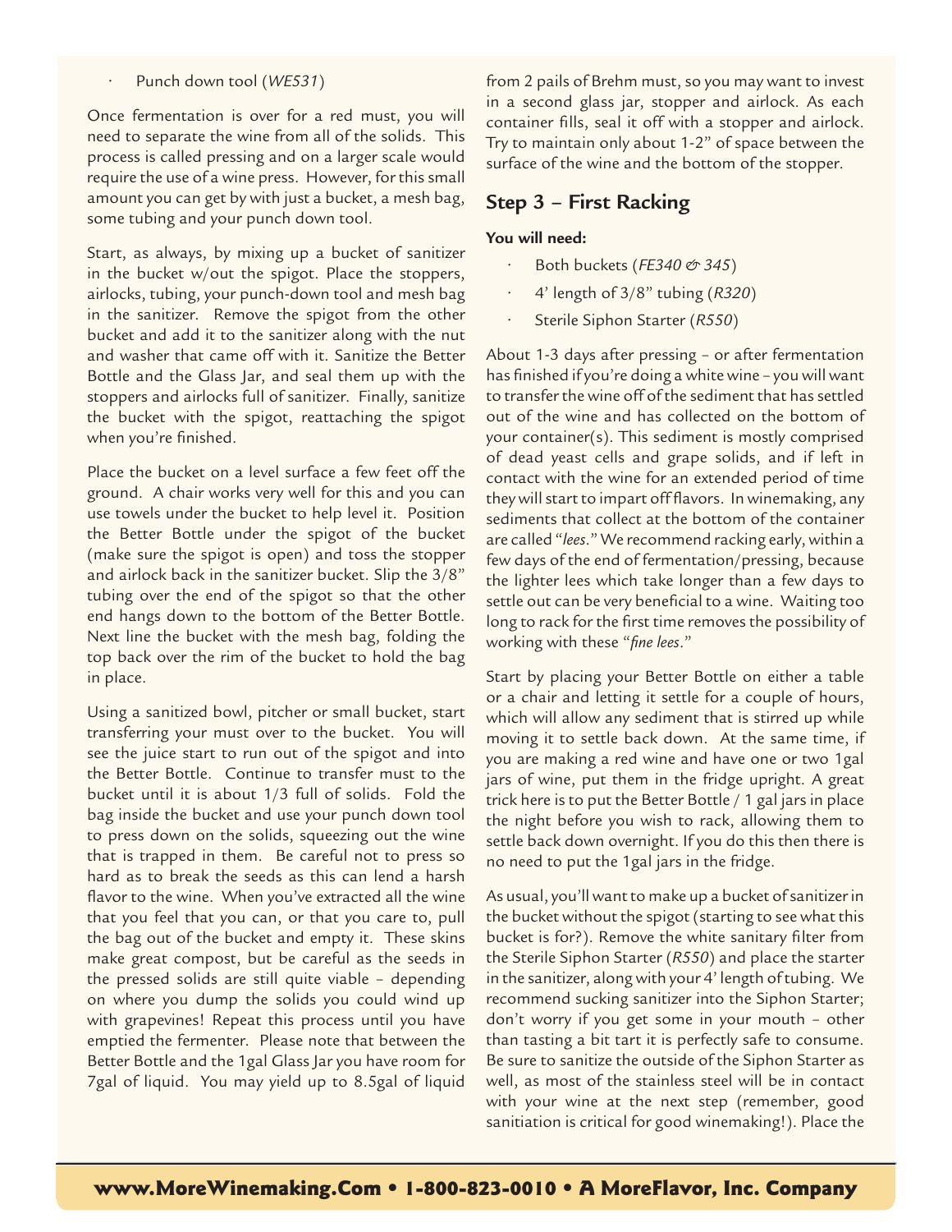- Punch down tool (*WE531*)

Once fermentation is over for a red must, you will need to separate the wine from all of the solids. This process is called pressing and on a larger scale would require the use of a wine press. However, for this small amount you can get by with just a bucket, a mesh bag, some tubing and your punch down tool.

Start, as always, by mixing up a bucket of sanitizer in the bucket w/out the spigot. Place the stoppers, airlocks, tubing, your punch-down tool and mesh bag in the sanitizer. Remove the spigot from the other bucket and add it to the sanitizer along with the nut and washer that came off with it. Sanitize the Better Bottle and the Glass Jar, and seal them up with the stoppers and airlocks full of sanitizer. Finally, sanitize the bucket with the spigot, reattaching the spigot when you're finished.

Place the bucket on a level surface a few feet off the ground. A chair works very well for this and you can use towels under the bucket to help level it. Position the Better Bottle under the spigot of the bucket (make sure the spigot is open) and toss the stopper and airlock back in the sanitizer bucket. Slip the 3/8" tubing over the end of the spigot so that the other end hangs down to the bottom of the Better Bottle. Next line the bucket with the mesh bag, folding the top back over the rim of the bucket to hold the bag in place.

Using a sanitized bowl, pitcher or small bucket, start transferring your must over to the bucket. You will see the juice start to run out of the spigot and into the Better Bottle. Continue to transfer must to the bucket until it is about 1/3 full of solids. Fold the bag inside the bucket and use your punch down tool to press down on the solids, squeezing out the wine that is trapped in them. Be careful not to press so hard as to break the seeds as this can lend a harsh flavor to the wine. When you've extracted all the wine that you feel that you can, or that you care to, pull the bag out of the bucket and empty it. These skins make great compost, but be careful as the seeds in the pressed solids are still quite viable – depending on where you dump the solids you could wind up with grapevines! Repeat this process until you have emptied the fermenter. Please note that between the Better Bottle and the 1gal Glass Jar you have room for 7gal of liquid. You may yield up to 8.5gal of liquid from 2 pails of Brehm must, so you may want to invest in a second glass jar, stopper and airlock. As each container fills, seal it off with a stopper and airlock. Try to maintain only about 1-2" of space between the surface of the wine and the bottom of the stopper.

## Step 3 – First Racking

**You will need:**

- Both buckets (*FE340 & 345*)
- 4' length of 3/8" tubing (*R320*)
- Sterile Siphon Starter (*R550*)

About 1-3 days after pressing – or after fermentation has finished if you're doing a white wine – you will want to transfer the wine off of the sediment that has settled out of the wine and has collected on the bottom of your container(s). This sediment is mostly comprised of dead yeast cells and grape solids, and if left in contact with the wine for an extended period of time they will start to impart off flavors. In winemaking, any sediments that collect at the bottom of the container are called "*lees*." We recommend racking early, within a few days of the end of fermentation/pressing, because the lighter lees which take longer than a few days to settle out can be very beneficial to a wine. Waiting too long to rack for the first time removes the possibility of working with these "*fine lees*."

Start by placing your Better Bottle on either a table or a chair and letting it settle for a couple of hours, which will allow any sediment that is stirred up while moving it to settle back down. At the same time, if you are making a red wine and have one or two 1gal jars of wine, put them in the fridge upright. A great trick here is to put the Better Bottle / 1 gal jars in place the night before you wish to rack, allowing them to settle back down overnight. If you do this then there is no need to put the 1gal jars in the fridge.

As usual, you'll want to make up a bucket of sanitizer in the bucket without the spigot (starting to see what this bucket is for?). Remove the white sanitary filter from the Sterile Siphon Starter (*R550*) and place the starter in the sanitizer, along with your 4' length of tubing. We recommend sucking sanitizer into the Siphon Starter; don't worry if you get some in your mouth – other than tasting a bit tart it is perfectly safe to consume. Be sure to sanitize the outside of the Siphon Starter as well, as most of the stainless steel will be in contact with your wine at the next step (remember, good sanitiation is critical for good winemaking!). Place the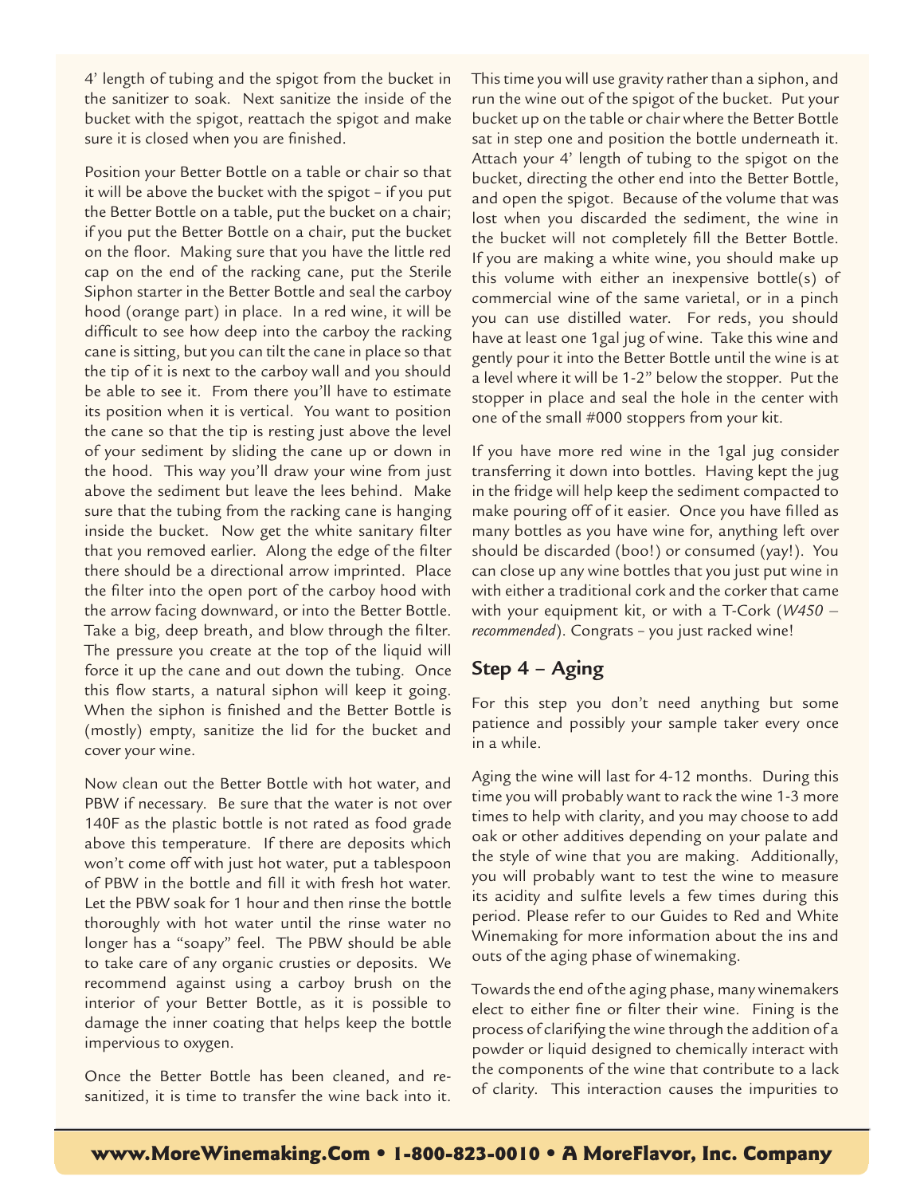4' length of tubing and the spigot from the bucket in the sanitizer to soak. Next sanitize the inside of the bucket with the spigot, reattach the spigot and make sure it is closed when you are finished.

Position your Better Bottle on a table or chair so that it will be above the bucket with the spigot – if you put the Better Bottle on a table, put the bucket on a chair; if you put the Better Bottle on a chair, put the bucket on the floor. Making sure that you have the little red cap on the end of the racking cane, put the Sterile Siphon starter in the Better Bottle and seal the carboy hood (orange part) in place. In a red wine, it will be difficult to see how deep into the carboy the racking cane is sitting, but you can tilt the cane in place so that the tip of it is next to the carboy wall and you should be able to see it. From there you'll have to estimate its position when it is vertical. You want to position the cane so that the tip is resting just above the level of your sediment by sliding the cane up or down in the hood. This way you'll draw your wine from just above the sediment but leave the lees behind. Make sure that the tubing from the racking cane is hanging inside the bucket. Now get the white sanitary filter that you removed earlier. Along the edge of the filter there should be a directional arrow imprinted. Place the filter into the open port of the carboy hood with the arrow facing downward, or into the Better Bottle. Take a big, deep breath, and blow through the filter. The pressure you create at the top of the liquid will force it up the cane and out down the tubing. Once this flow starts, a natural siphon will keep it going. When the siphon is finished and the Better Bottle is (mostly) empty, sanitize the lid for the bucket and cover your wine.

Now clean out the Better Bottle with hot water, and PBW if necessary. Be sure that the water is not over 140F as the plastic bottle is not rated as food grade above this temperature. If there are deposits which won't come off with just hot water, put a tablespoon of PBW in the bottle and fill it with fresh hot water. Let the PBW soak for 1 hour and then rinse the bottle thoroughly with hot water until the rinse water no longer has a "soapy" feel. The PBW should be able to take care of any organic crusties or deposits. We recommend against using a carboy brush on the interior of your Better Bottle, as it is possible to damage the inner coating that helps keep the bottle impervious to oxygen.

Once the Better Bottle has been cleaned, and re-sanitized, it is time to transfer the wine back into it. This time you will use gravity rather than a siphon, and run the wine out of the spigot of the bucket. Put your bucket up on the table or chair where the Better Bottle sat in step one and position the bottle underneath it. Attach your 4' length of tubing to the spigot on the bucket, directing the other end into the Better Bottle, and open the spigot. Because of the volume that was lost when you discarded the sediment, the wine in the bucket will not completely fill the Better Bottle. If you are making a white wine, you should make up this volume with either an inexpensive bottle(s) of commercial wine of the same varietal, or in a pinch you can use distilled water. For reds, you should have at least one 1gal jug of wine. Take this wine and gently pour it into the Better Bottle until the wine is at a level where it will be 1-2" below the stopper. Put the stopper in place and seal the hole in the center with one of the small #000 stoppers from your kit.

If you have more red wine in the 1gal jug consider transferring it down into bottles. Having kept the jug in the fridge will help keep the sediment compacted to make pouring off of it easier. Once you have filled as many bottles as you have wine for, anything left over should be discarded (boo!) or consumed (yay!). You can close up any wine bottles that you just put wine in with either a traditional cork and the corker that came with your equipment kit, or with a T-Cork (*W450 – recommended*). Congrats – you just racked wine!

## Step 4 – Aging

For this step you don't need anything but some patience and possibly your sample taker every once in a while.

Aging the wine will last for 4-12 months. During this time you will probably want to rack the wine 1-3 more times to help with clarity, and you may choose to add oak or other additives depending on your palate and the style of wine that you are making. Additionally, you will probably want to test the wine to measure its acidity and sulfite levels a few times during this period. Please refer to our Guides to Red and White Winemaking for more information about the ins and outs of the aging phase of winemaking.

Towards the end of the aging phase, many winemakers elect to either fine or filter their wine. Fining is the process of clarifying the wine through the addition of a powder or liquid designed to chemically interact with the components of the wine that contribute to a lack of clarity. This interaction causes the impurities to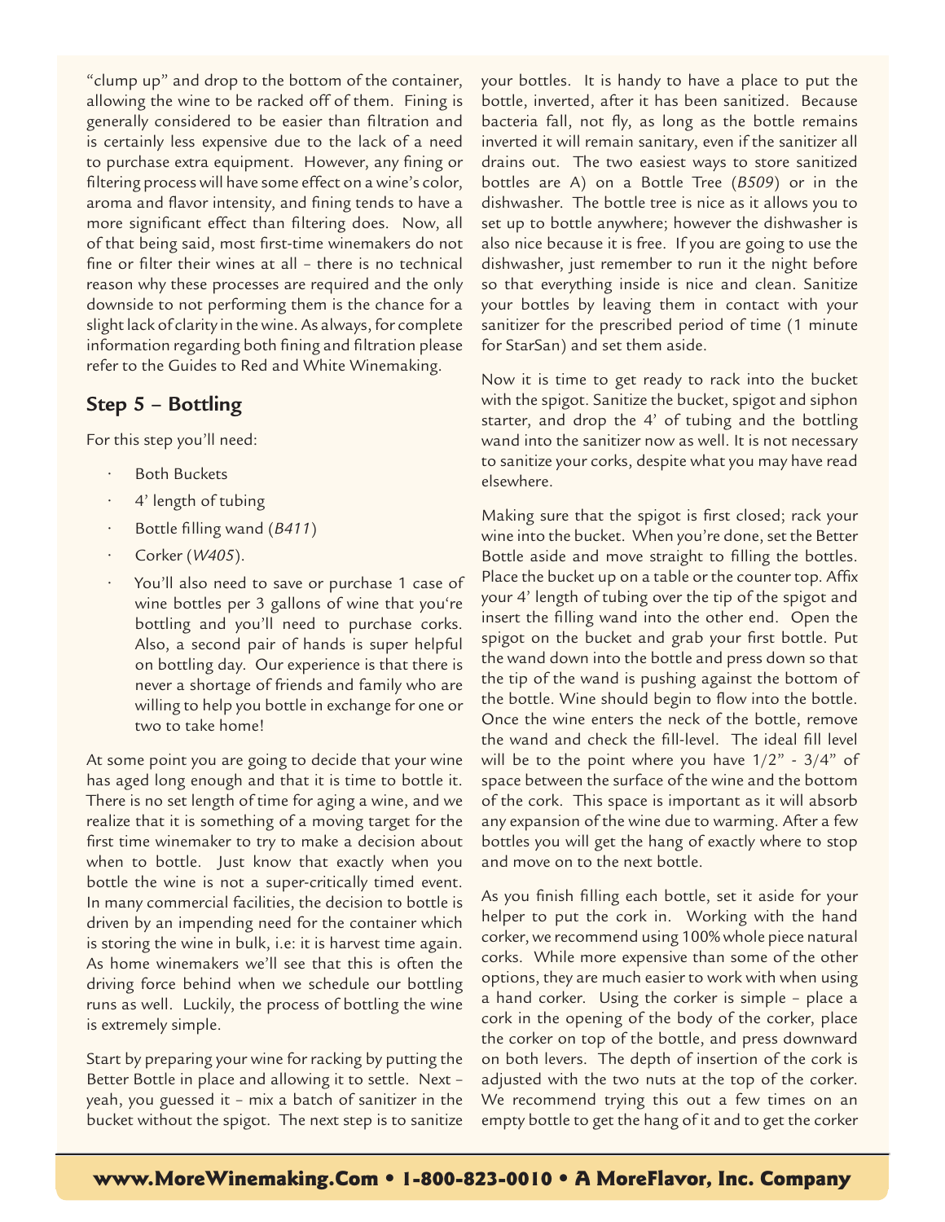"clump up" and drop to the bottom of the container, allowing the wine to be racked off of them. Fining is generally considered to be easier than filtration and is certainly less expensive due to the lack of a need to purchase extra equipment. However, any fining or filtering process will have some effect on a wine's color, aroma and flavor intensity, and fining tends to have a more significant effect than filtering does. Now, all of that being said, most first-time winemakers do not fine or filter their wines at all – there is no technical reason why these processes are required and the only downside to not performing them is the chance for a slight lack of clarity in the wine. As always, for complete information regarding both fining and filtration please refer to the Guides to Red and White Winemaking.

## Step 5 – Bottling

For this step you'll need:

- Both Buckets
- 4' length of tubing
- Bottle filling wand (*B411*)
- Corker (*W405*).
- You'll also need to save or purchase 1 case of wine bottles per 3 gallons of wine that you're bottling and you'll need to purchase corks. Also, a second pair of hands is super helpful on bottling day. Our experience is that there is never a shortage of friends and family who are willing to help you bottle in exchange for one or two to take home!

At some point you are going to decide that your wine has aged long enough and that it is time to bottle it. There is no set length of time for aging a wine, and we realize that it is something of a moving target for the first time winemaker to try to make a decision about when to bottle. Just know that exactly when you bottle the wine is not a super-critically timed event. In many commercial facilities, the decision to bottle is driven by an impending need for the container which is storing the wine in bulk, i.e: it is harvest time again. As home winemakers we'll see that this is often the driving force behind when we schedule our bottling runs as well. Luckily, the process of bottling the wine is extremely simple.

Start by preparing your wine for racking by putting the Better Bottle in place and allowing it to settle. Next – yeah, you guessed it – mix a batch of sanitizer in the bucket without the spigot. The next step is to sanitize your bottles. It is handy to have a place to put the bottle, inverted, after it has been sanitized. Because bacteria fall, not fly, as long as the bottle remains inverted it will remain sanitary, even if the sanitizer all drains out. The two easiest ways to store sanitized bottles are A) on a Bottle Tree (*B509*) or in the dishwasher. The bottle tree is nice as it allows you to set up to bottle anywhere; however the dishwasher is also nice because it is free. If you are going to use the dishwasher, just remember to run it the night before so that everything inside is nice and clean. Sanitize your bottles by leaving them in contact with your sanitizer for the prescribed period of time (1 minute for StarSan) and set them aside.

Now it is time to get ready to rack into the bucket with the spigot. Sanitize the bucket, spigot and siphon starter, and drop the 4' of tubing and the bottling wand into the sanitizer now as well. It is not necessary to sanitize your corks, despite what you may have read elsewhere.

Making sure that the spigot is first closed; rack your wine into the bucket. When you're done, set the Better Bottle aside and move straight to filling the bottles. Place the bucket up on a table or the counter top. Affix your 4' length of tubing over the tip of the spigot and insert the filling wand into the other end. Open the spigot on the bucket and grab your first bottle. Put the wand down into the bottle and press down so that the tip of the wand is pushing against the bottom of the bottle. Wine should begin to flow into the bottle. Once the wine enters the neck of the bottle, remove the wand and check the fill-level. The ideal fill level will be to the point where you have 1/2" - 3/4" of space between the surface of the wine and the bottom of the cork. This space is important as it will absorb any expansion of the wine due to warming. After a few bottles you will get the hang of exactly where to stop and move on to the next bottle.

As you finish filling each bottle, set it aside for your helper to put the cork in. Working with the hand corker, we recommend using 100% whole piece natural corks. While more expensive than some of the other options, they are much easier to work with when using a hand corker. Using the corker is simple – place a cork in the opening of the body of the corker, place the corker on top of the bottle, and press downward on both levers. The depth of insertion of the cork is adjusted with the two nuts at the top of the corker. We recommend trying this out a few times on an empty bottle to get the hang of it and to get the corker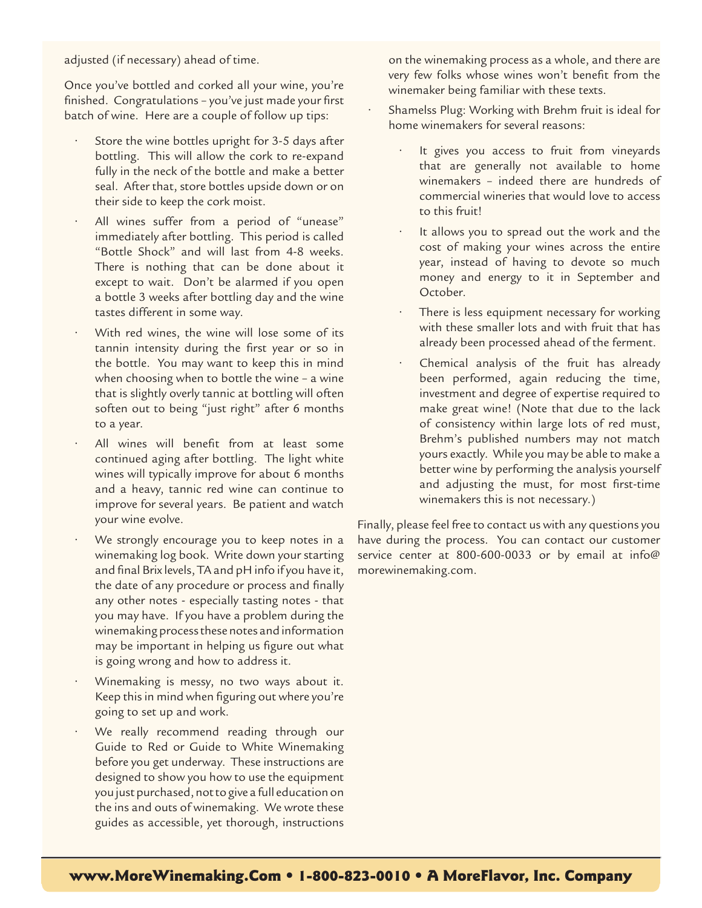adjusted (if necessary) ahead of time.

Once you've bottled and corked all your wine, you're finished. Congratulations – you've just made your first batch of wine. Here are a couple of follow up tips:

- Store the wine bottles upright for 3-5 days after bottling. This will allow the cork to re-expand fully in the neck of the bottle and make a better seal. After that, store bottles upside down or on their side to keep the cork moist.
- All wines suffer from a period of "unease" immediately after bottling. This period is called "Bottle Shock" and will last from 4-8 weeks. There is nothing that can be done about it except to wait. Don't be alarmed if you open a bottle 3 weeks after bottling day and the wine tastes different in some way.
- With red wines, the wine will lose some of its tannin intensity during the first year or so in the bottle. You may want to keep this in mind when choosing when to bottle the wine – a wine that is slightly overly tannic at bottling will often soften out to being "just right" after 6 months to a year.
- All wines will benefit from at least some continued aging after bottling. The light white wines will typically improve for about 6 months and a heavy, tannic red wine can continue to improve for several years. Be patient and watch your wine evolve.
- We strongly encourage you to keep notes in a winemaking log book. Write down your starting and final Brix levels, TA and pH info if you have it, the date of any procedure or process and finally any other notes - especially tasting notes - that you may have. If you have a problem during the winemaking process these notes and information may be important in helping us figure out what is going wrong and how to address it.
- Winemaking is messy, no two ways about it. Keep this in mind when figuring out where you're going to set up and work.
- We really recommend reading through our Guide to Red or Guide to White Winemaking before you get underway. These instructions are designed to show you how to use the equipment you just purchased, not to give a full education on the ins and outs of winemaking. We wrote these guides as accessible, yet thorough, instructions on the winemaking process as a whole, and there are very few folks whose wines won't benefit from the winemaker being familiar with these texts.
- Shamelss Plug: Working with Brehm fruit is ideal for home winemakers for several reasons:
  - It gives you access to fruit from vineyards that are generally not available to home winemakers – indeed there are hundreds of commercial wineries that would love to access to this fruit!
  - It allows you to spread out the work and the cost of making your wines across the entire year, instead of having to devote so much money and energy to it in September and October.
  - There is less equipment necessary for working with these smaller lots and with fruit that has already been processed ahead of the ferment.
  - Chemical analysis of the fruit has already been performed, again reducing the time, investment and degree of expertise required to make great wine! (Note that due to the lack of consistency within large lots of red must, Brehm's published numbers may not match yours exactly. While you may be able to make a better wine by performing the analysis yourself and adjusting the must, for most first-time winemakers this is not necessary.)

Finally, please feel free to contact us with any questions you have during the process. You can contact our customer service center at 800-600-0033 or by email at info@morewinemaking.com.